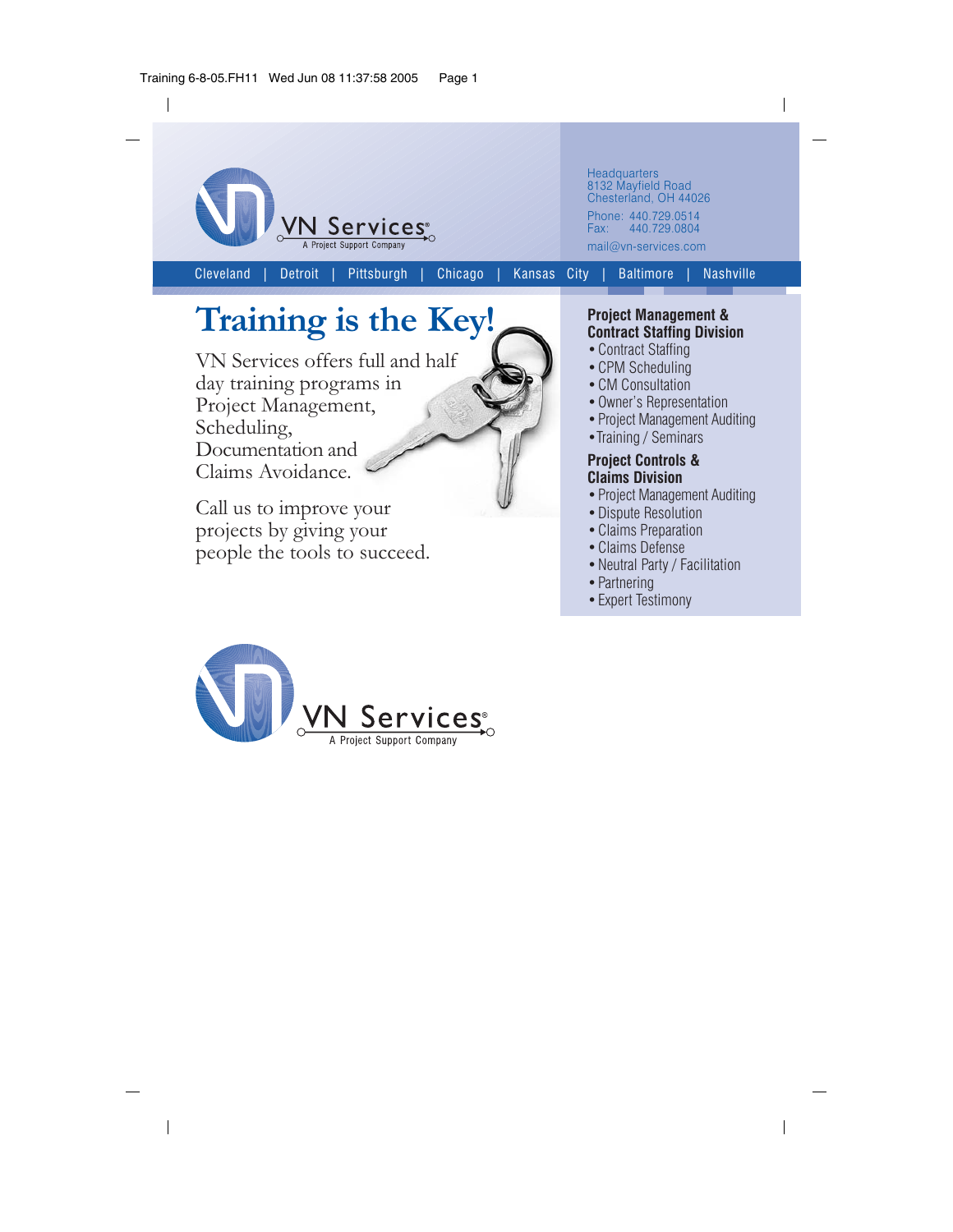VN Services®
A Project Support Company

Headquarters
8132 Mayfield Road
Chesterland, OH 44026

Phone: 440.729.0514
Fax: 440.729.0804

mail@vn-services.com

Cleveland | Detroit | Pittsburgh | Chicago | Kansas City | Baltimore | Nashville

# Training is the Key!

VN Services offers full and half day training programs in Project Management, Scheduling, Documentation and Claims Avoidance.

Call us to improve your projects by giving your people the tools to succeed.

### Project Management & Contract Staffing Division

- Contract Staffing
- CPM Scheduling
- CM Consultation
- Owner's Representation
- Project Management Auditing
- Training / Seminars

### Project Controls & Claims Division

- Project Management Auditing
- Dispute Resolution
- Claims Preparation
- Claims Defense
- Neutral Party / Facilitation
- Partnering
- Expert Testimony

VN Services®
A Project Support Company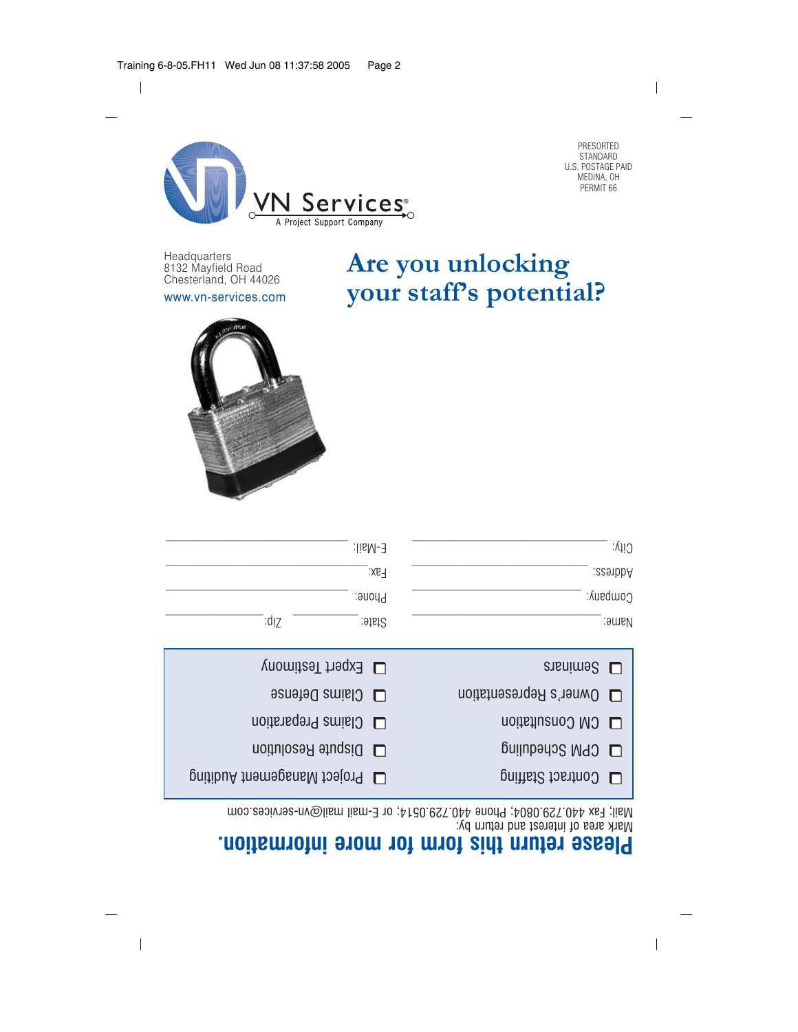VN Services®

A Project Support Company

PRESORTED
STANDARD
U.S. POSTAGE PAID
MEDINA, OH
PERMIT 66

Headquarters
8132 Mayfield Road
Chesterland, OH 44026
www.vn-services.com

# Are you unlocking your staff's potential?

# Please return this form for more information.

Mark area of interest and return by:
Mail; Fax 440.729.0804; Phone 440.729.0514; or E-mail mail@vn-services.com

- ☐ Contract Staffing
- ☐ CPM Scheduling
- ☐ CM Consultation
- ☐ Owner's Representation
- ☐ Seminars
- ☐ Project Management Auditing
- ☐ Dispute Resolution
- ☐ Claims Preparation
- ☐ Claims Defense
- ☐ Expert Testimony

Name: ______________________

Company: ______________________

Address: ______________________

City: ______________________

State: ________ Zip: ________

Phone: ______________________

Fax: ______________________

E-Mail: ______________________